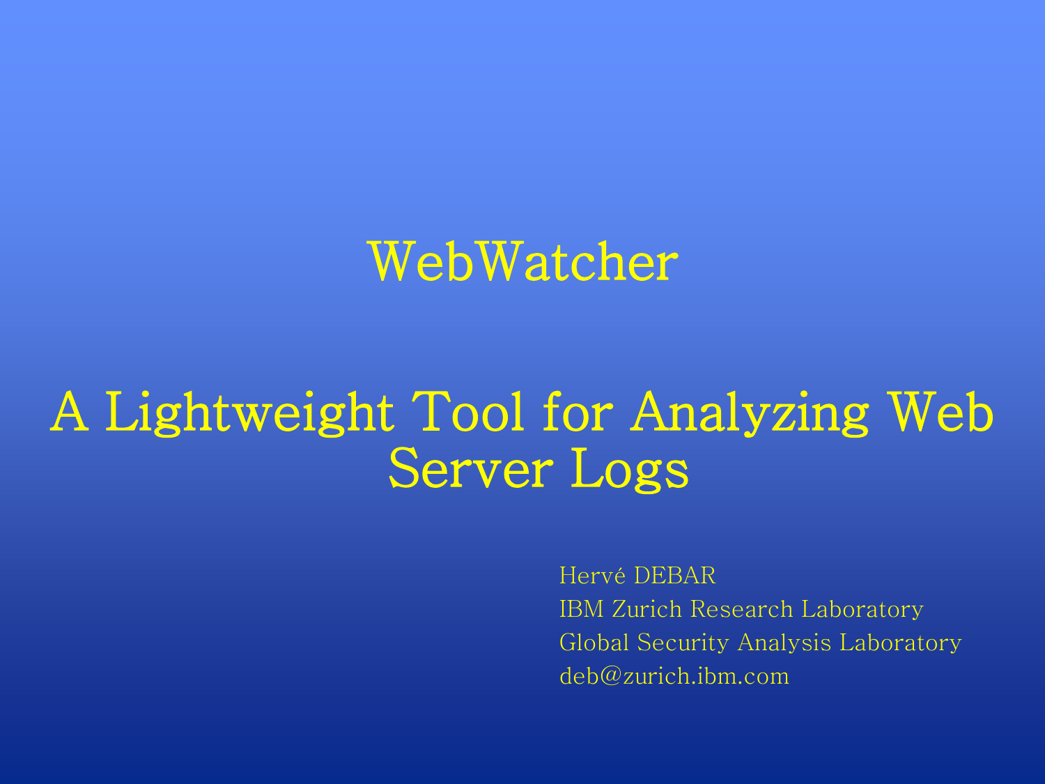# WebWatcher

## A Lightweight Tool for Analyzing Web Server Logs

Hervé DEBAR
IBM Zurich Research Laboratory
Global Security Analysis Laboratory
deb@zurich.ibm.com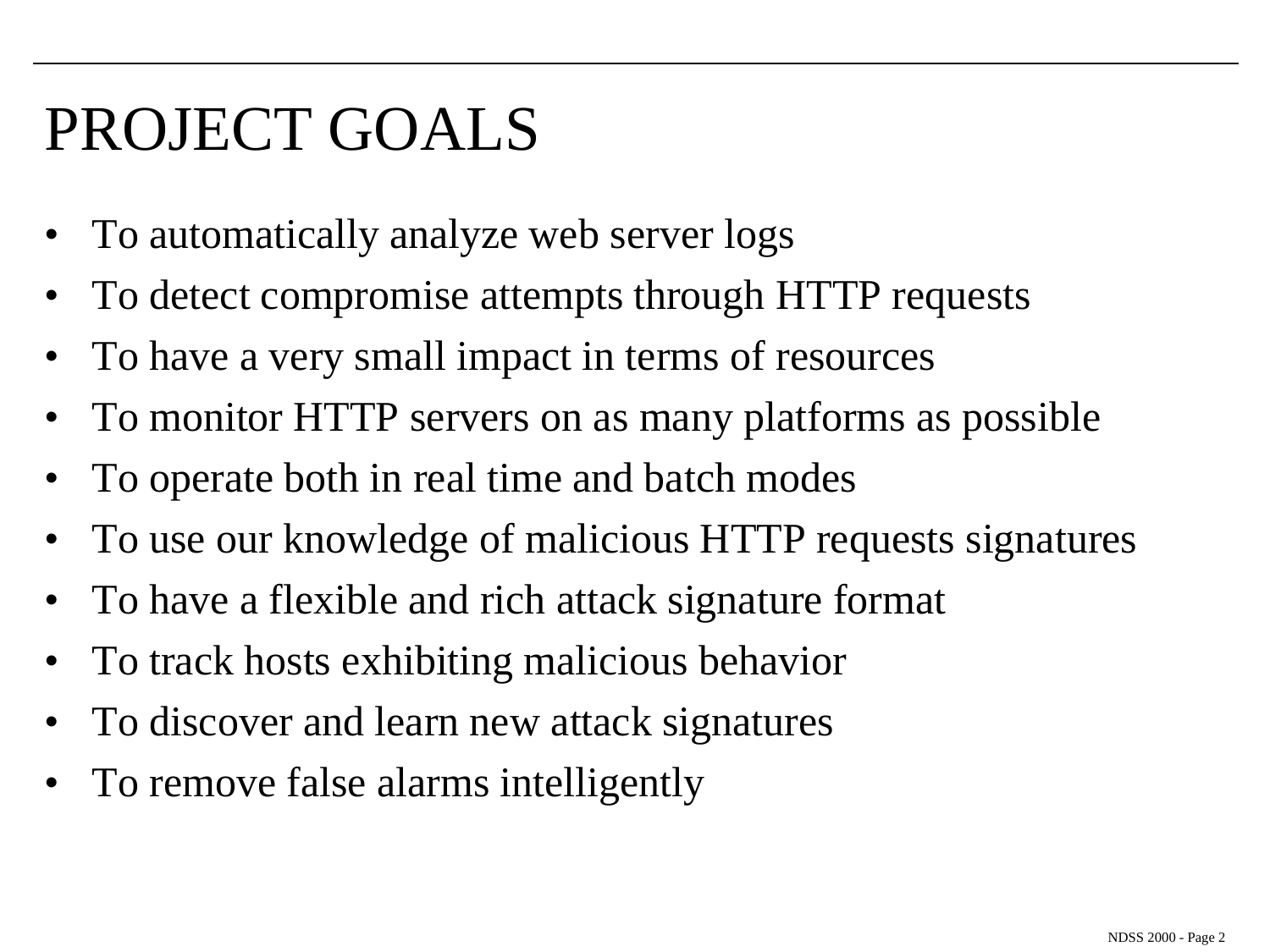# PROJECT GOALS

- To automatically analyze web server logs
- To detect compromise attempts through HTTP requests
- To have a very small impact in terms of resources
- To monitor HTTP servers on as many platforms as possible
- To operate both in real time and batch modes
- To use our knowledge of malicious HTTP requests signatures
- To have a flexible and rich attack signature format
- To track hosts exhibiting malicious behavior
- To discover and learn new attack signatures
- To remove false alarms intelligently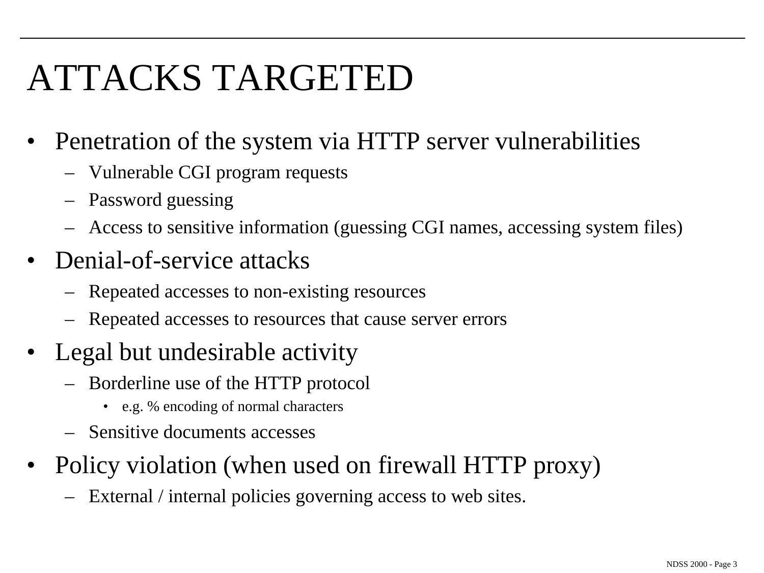# ATTACKS TARGETED

- Penetration of the system via HTTP server vulnerabilities
  - Vulnerable CGI program requests
  - Password guessing
  - Access to sensitive information (guessing CGI names, accessing system files)
- Denial-of-service attacks
  - Repeated accesses to non-existing resources
  - Repeated accesses to resources that cause server errors
- Legal but undesirable activity
  - Borderline use of the HTTP protocol
    - e.g. % encoding of normal characters
  - Sensitive documents accesses
- Policy violation (when used on firewall HTTP proxy)
  - External / internal policies governing access to web sites.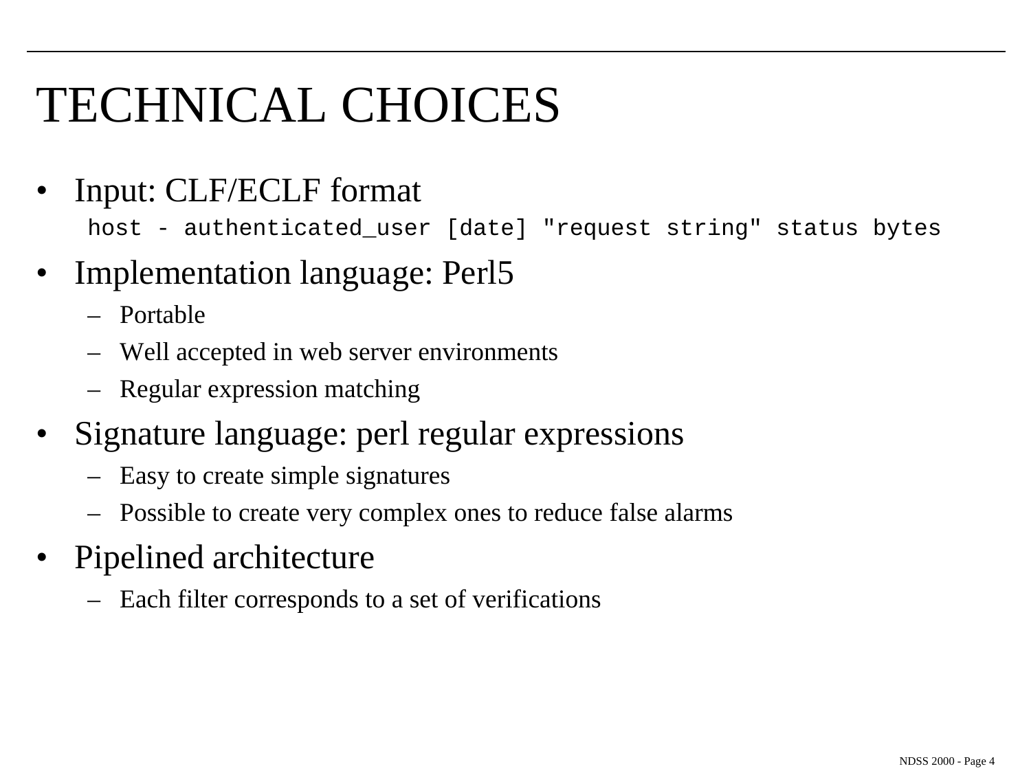# TECHNICAL CHOICES

- Input: CLF/ECLF format

```
host - authenticated_user [date] "request string" status bytes
```

- Implementation language: Perl5
  - Portable
  - Well accepted in web server environments
  - Regular expression matching
- Signature language: perl regular expressions
  - Easy to create simple signatures
  - Possible to create very complex ones to reduce false alarms
- Pipelined architecture
  - Each filter corresponds to a set of verifications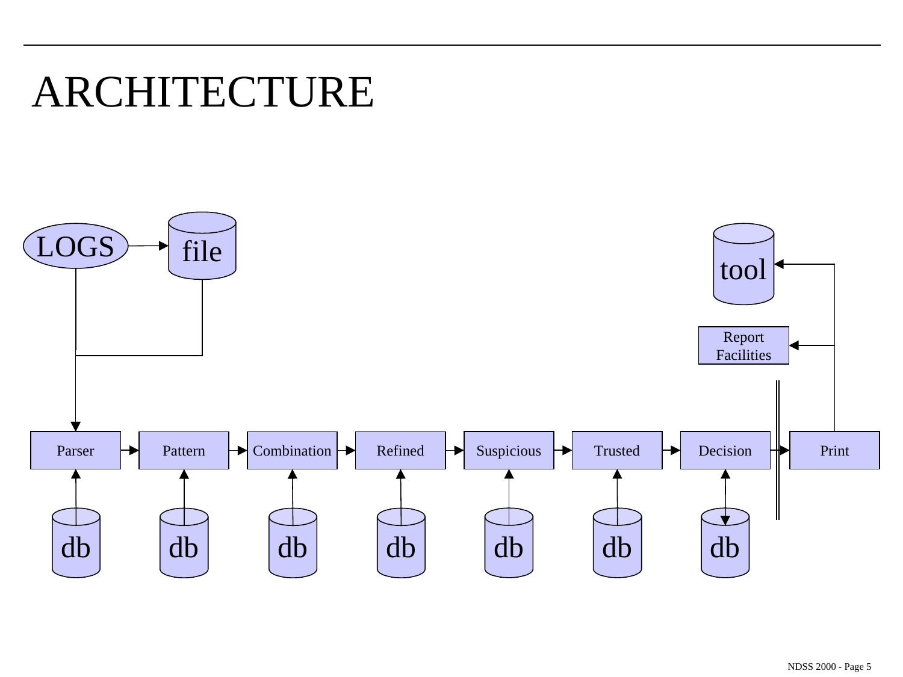# ARCHITECTURE

LOGS → file

Parser → Pattern → Combination → Refined → Suspicious → Trusted → Decision → Print

db db db db db db db

tool

Report Facilities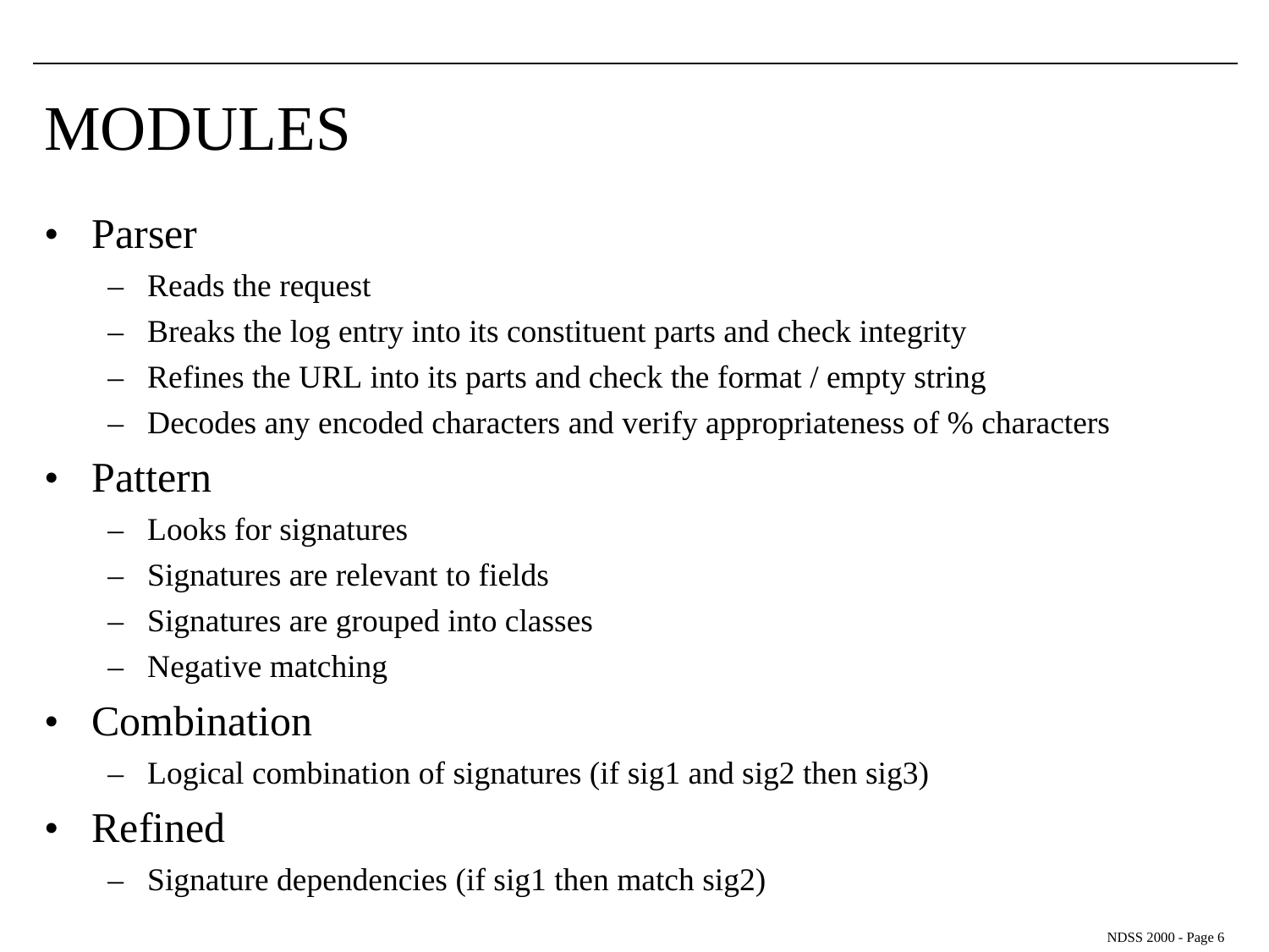# MODULES

- Parser
  - Reads the request
  - Breaks the log entry into its constituent parts and check integrity
  - Refines the URL into its parts and check the format / empty string
  - Decodes any encoded characters and verify appropriateness of % characters
- Pattern
  - Looks for signatures
  - Signatures are relevant to fields
  - Signatures are grouped into classes
  - Negative matching
- Combination
  - Logical combination of signatures (if sig1 and sig2 then sig3)
- Refined
  - Signature dependencies (if sig1 then match sig2)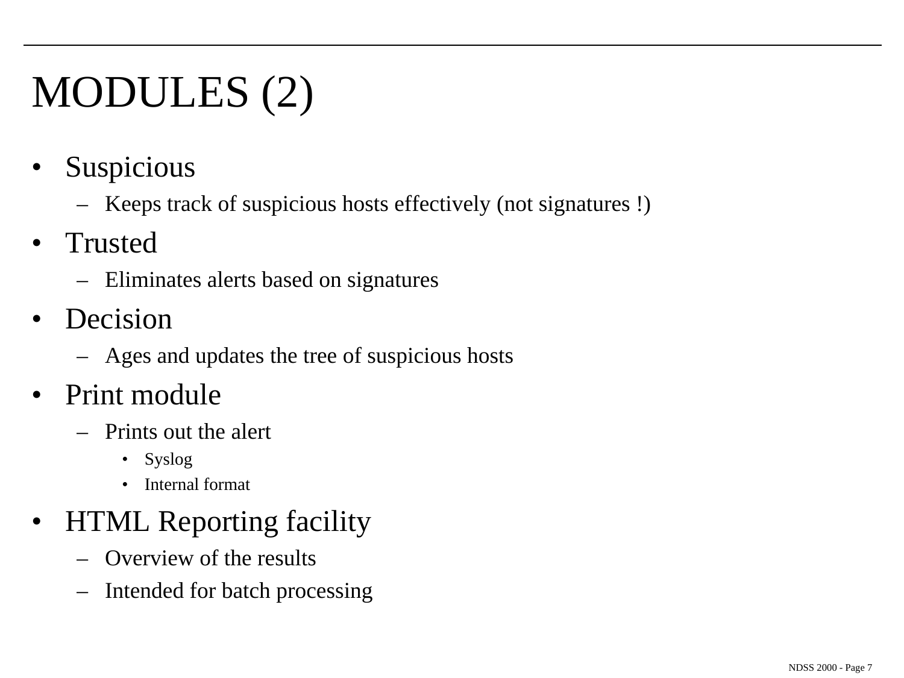# MODULES (2)

- Suspicious
  - Keeps track of suspicious hosts effectively (not signatures !)
- Trusted
  - Eliminates alerts based on signatures
- Decision
  - Ages and updates the tree of suspicious hosts
- Print module
  - Prints out the alert
    - Syslog
    - Internal format
- HTML Reporting facility
  - Overview of the results
  - Intended for batch processing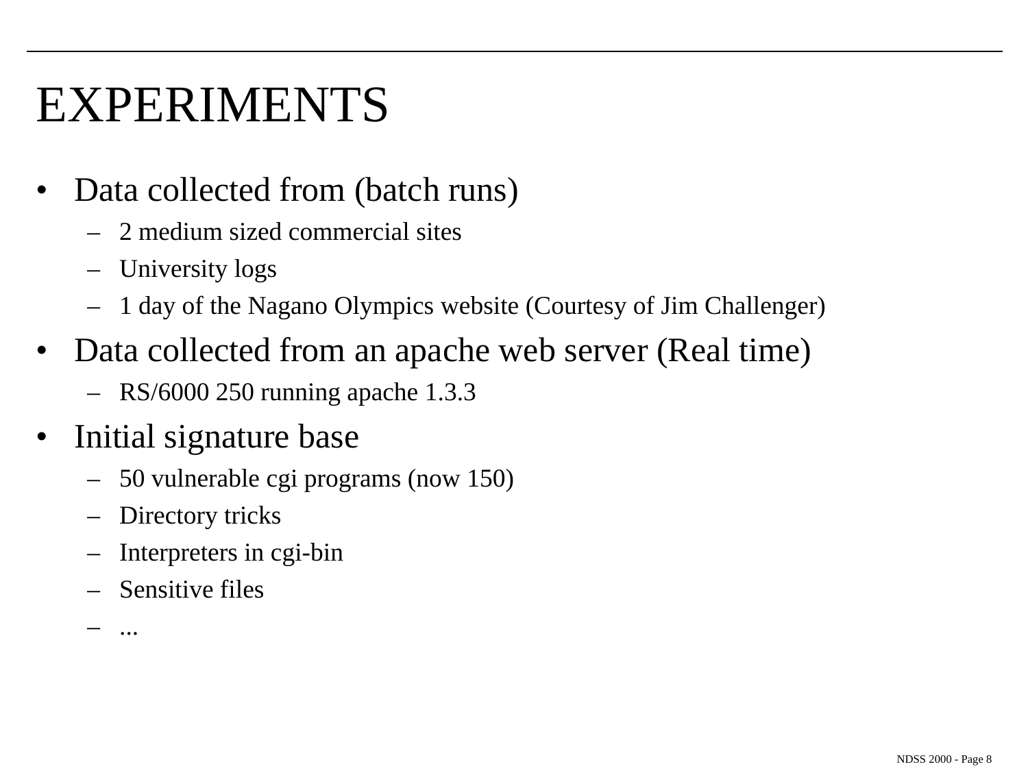# EXPERIMENTS

- Data collected from (batch runs)
  - 2 medium sized commercial sites
  - University logs
  - 1 day of the Nagano Olympics website (Courtesy of Jim Challenger)
- Data collected from an apache web server (Real time)
  - RS/6000 250 running apache 1.3.3
- Initial signature base
  - 50 vulnerable cgi programs (now 150)
  - Directory tricks
  - Interpreters in cgi-bin
  - Sensitive files
  - ...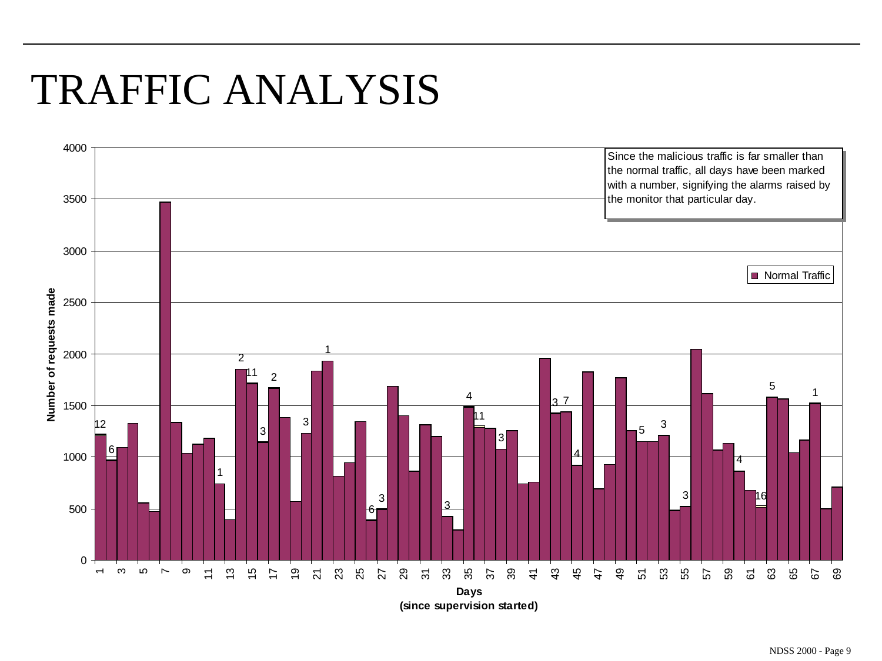# TRAFFIC ANALYSIS

Since the malicious traffic is far smaller than the normal traffic, all days have been marked with a number, signifying the alarms raised by the monitor that particular day.

Normal Traffic

Number of requests made

Days
(since supervision started)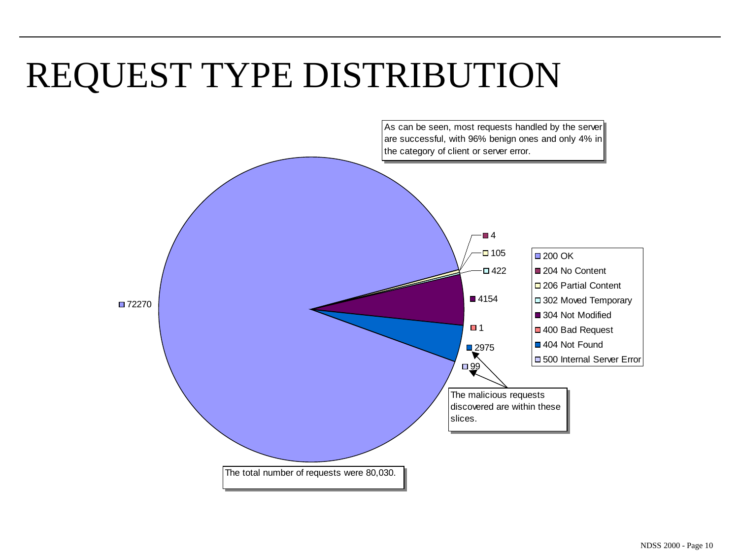# REQUEST TYPE DISTRIBUTION

As can be seen, most requests handled by the server are successful, with 96% benign ones and only 4% in the category of client or server error.

| Request Type | Count |
|---|---|
| 200 OK | 72270 |
| 204 No Content | 4 |
| 206 Partial Content | 105 |
| 302 Moved Temporary | 422 |
| 304 Not Modified | 4154 |
| 400 Bad Request | 1 |
| 404 Not Found | 2975 |
| 500 Internal Server Error | 99 |

The malicious requests discovered are within these slices.

The total number of requests were 80,030.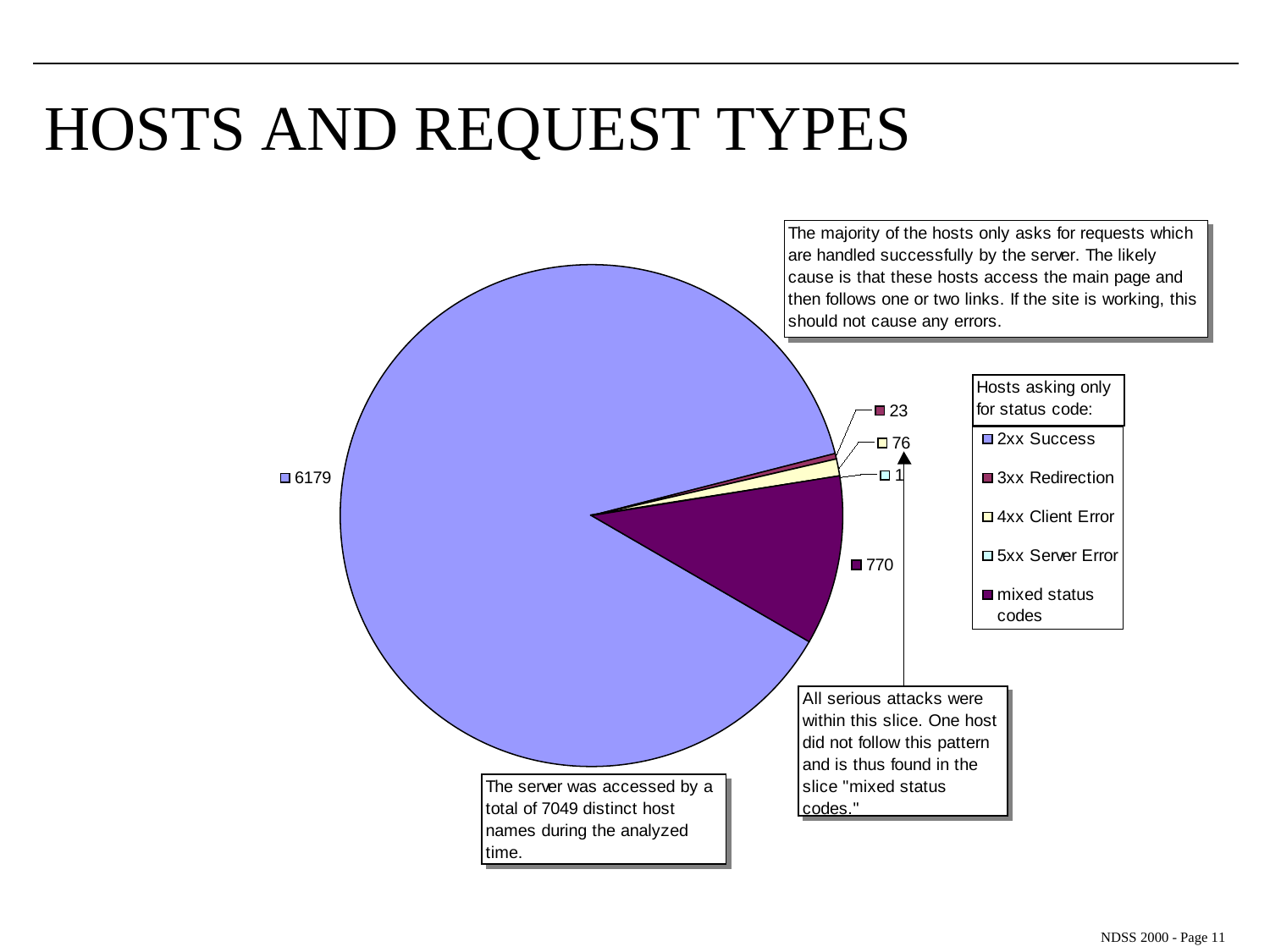# HOSTS AND REQUEST TYPES

The majority of the hosts only asks for requests which are handled successfully by the server. The likely cause is that these hosts access the main page and then follows one or two links. If the site is working, this should not cause any errors.

Hosts asking only for status code:

| Status code | Hosts |
| --- | --- |
| 2xx Success | 6179 |
| 3xx Redirection | 23 |
| 4xx Client Error | 76 |
| 5xx Server Error | 1 |
| mixed status codes | 770 |

All serious attacks were within this slice. One host did not follow this pattern and is thus found in the slice "mixed status codes."

The server was accessed by a total of 7049 distinct host names during the analyzed time.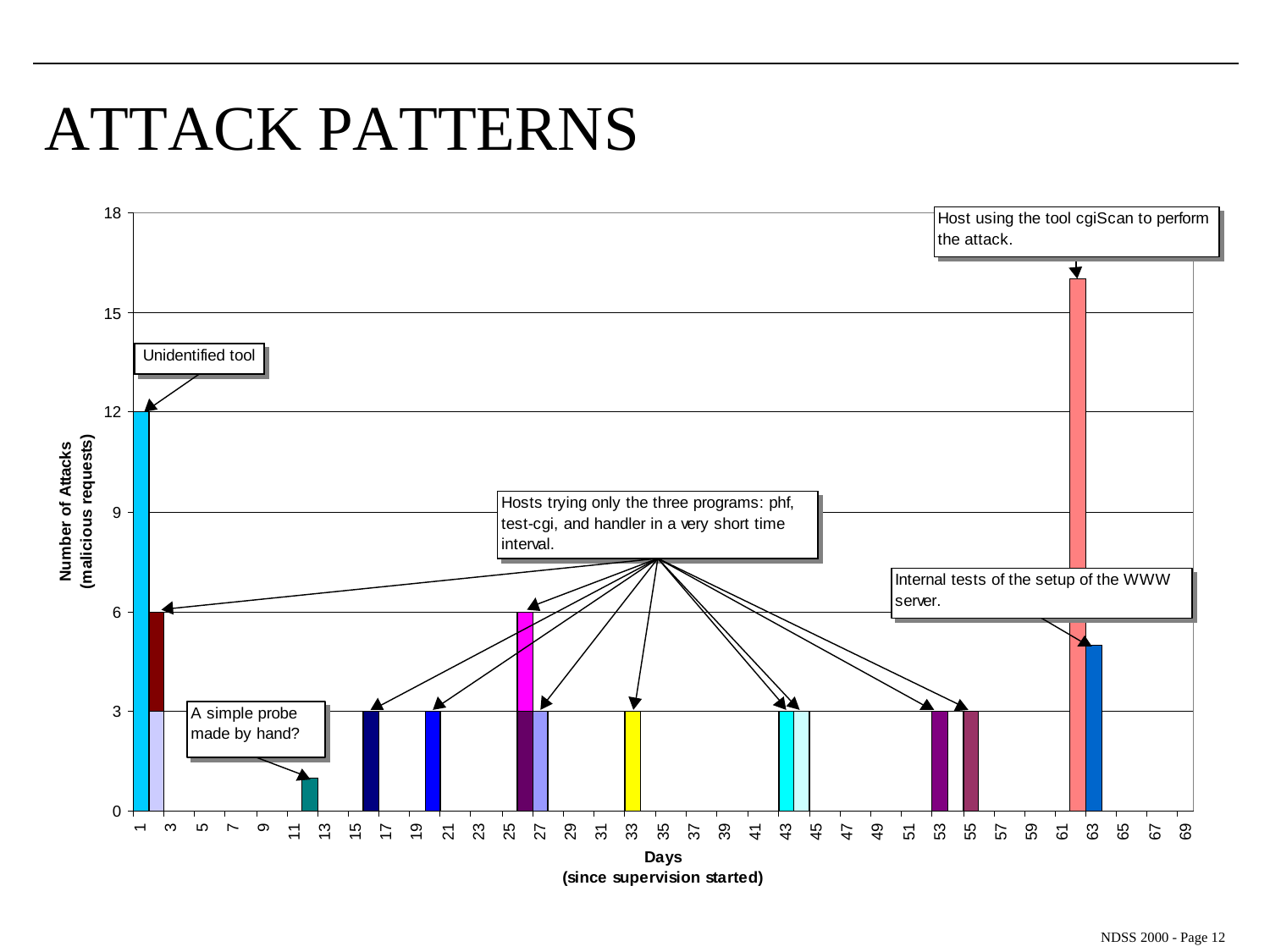# ATTACK PATTERNS

Number of Attacks (malicious requests)

Days (since supervision started)

Unidentified tool

Hosts trying only the three programs: phf, test-cgi, and handler in a very short time interval.

A simple probe made by hand?

Host using the tool cgiScan to perform the attack.

Internal tests of the setup of the WWW server.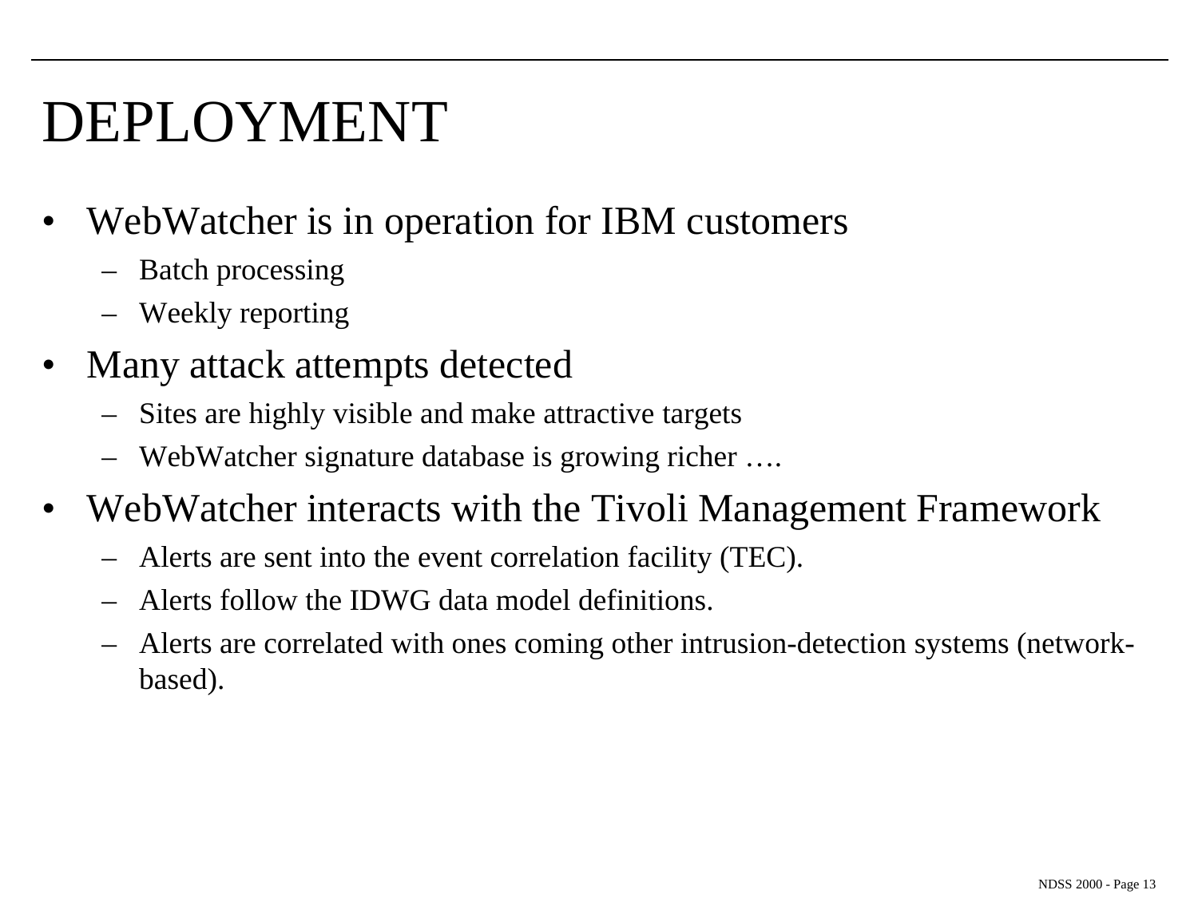# DEPLOYMENT

- WebWatcher is in operation for IBM customers
  - Batch processing
  - Weekly reporting
- Many attack attempts detected
  - Sites are highly visible and make attractive targets
  - WebWatcher signature database is growing richer ….
- WebWatcher interacts with the Tivoli Management Framework
  - Alerts are sent into the event correlation facility (TEC).
  - Alerts follow the IDWG data model definitions.
  - Alerts are correlated with ones coming other intrusion-detection systems (network-based).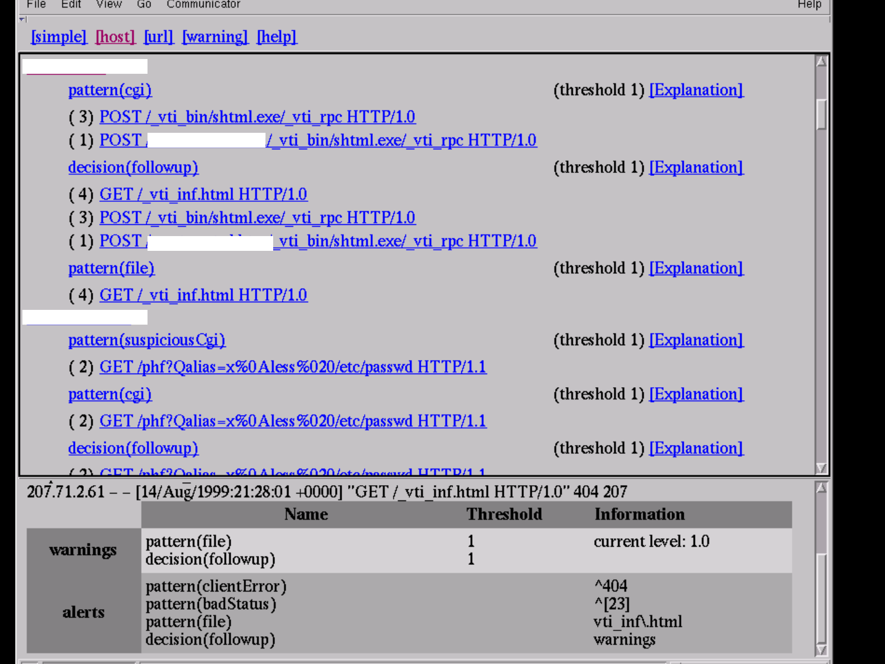File Edit View Go Communicator Help

[simple] [host] [url] [warning] [help]

pattern(cgi) (threshold 1) [Explanation]

( 3) POST /_vti_bin/shtml.exe/_vti_rpc HTTP/1.0

( 1) POST / /_vti_bin/shtml.exe/_vti_rpc HTTP/1.0

decision(followup) (threshold 1) [Explanation]

( 4) GET /_vti_inf.html HTTP/1.0

( 3) POST /_vti_bin/shtml.exe/_vti_rpc HTTP/1.0

( 1) POST / _vti_bin/shtml.exe/_vti_rpc HTTP/1.0

pattern(file) (threshold 1) [Explanation]

( 4) GET /_vti_inf.html HTTP/1.0

pattern(suspiciousCgi) (threshold 1) [Explanation]

( 2) GET /phf?Qalias=x%0Aless%020/etc/passwd HTTP/1.1

pattern(cgi) (threshold 1) [Explanation]

( 2) GET /phf?Qalias=x%0Aless%020/etc/passwd HTTP/1.1

decision(followup) (threshold 1) [Explanation]

( 2) GET /phf?Qalias=x%0Aless%020/etc/passwd HTTP/1.1

207.71.2.61 - - [14/Aug/1999:21:28:01 +0000] "GET /_vti_inf.html HTTP/1.0" 404 207

| | Name | Threshold | Information |
|---|---|---|---|
| warnings | pattern(file)<br>decision(followup) | 1<br>1 | current level: 1.0 |
| alerts | pattern(clientError)<br>pattern(badStatus)<br>pattern(file)<br>decision(followup) | | ^404<br>^[23]<br>vti_inf\.html<br>warnings |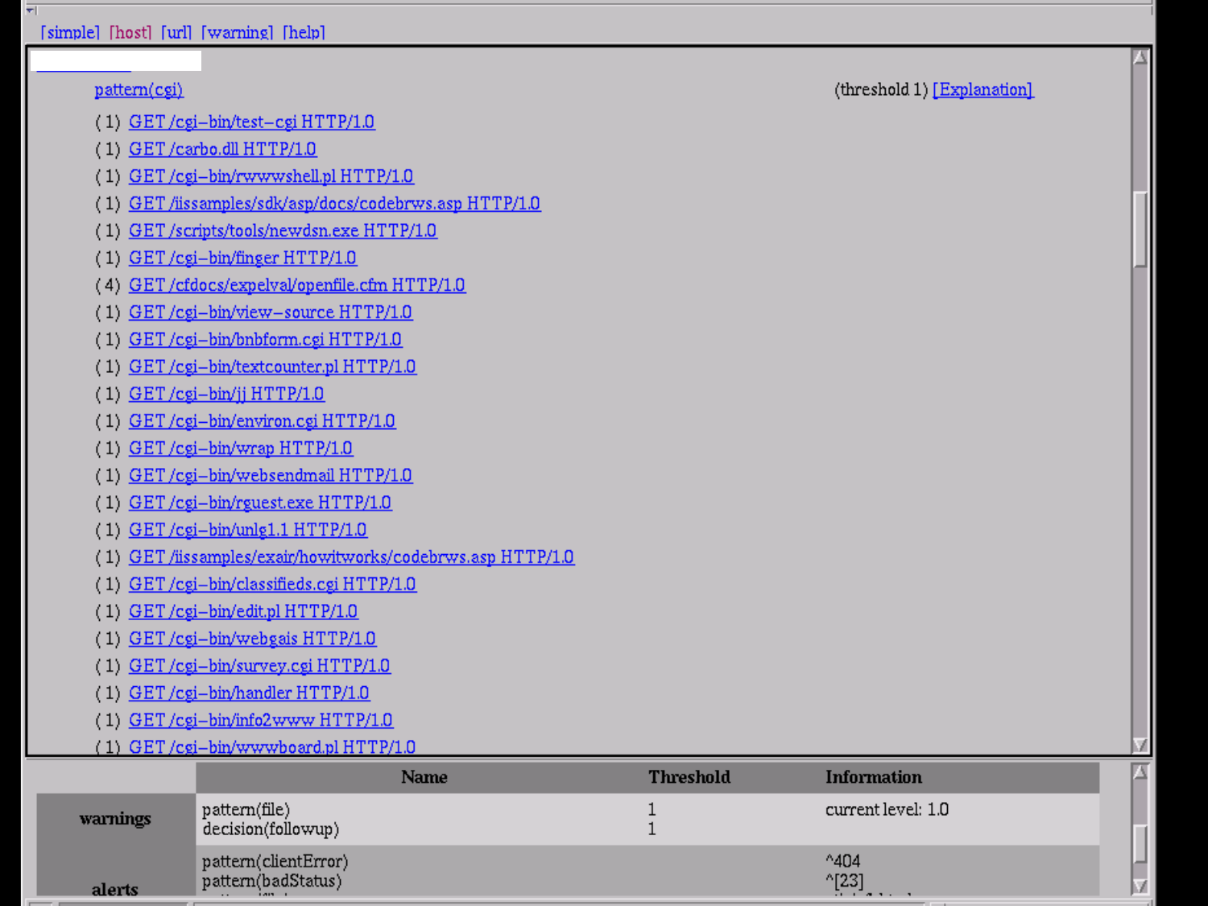[simple] [host] [url] [warning] [help]

pattern(cgi) (threshold 1) [Explanation]

- ( 1) GET /cgi–bin/test–cgi HTTP/1.0
- ( 1) GET /carbo.dll HTTP/1.0
- ( 1) GET /cgi–bin/rwwwshell.pl HTTP/1.0
- ( 1) GET /iissamples/sdk/asp/docs/codebrws.asp HTTP/1.0
- ( 1) GET /scripts/tools/newdsn.exe HTTP/1.0
- ( 1) GET /cgi–bin/finger HTTP/1.0
- ( 4) GET /cfdocs/expelval/openfile.cfm HTTP/1.0
- ( 1) GET /cgi–bin/view–source HTTP/1.0
- ( 1) GET /cgi–bin/bnbform.cgi HTTP/1.0
- ( 1) GET /cgi–bin/textcounter.pl HTTP/1.0
- ( 1) GET /cgi–bin/jj HTTP/1.0
- ( 1) GET /cgi–bin/environ.cgi HTTP/1.0
- ( 1) GET /cgi–bin/wrap HTTP/1.0
- ( 1) GET /cgi–bin/websendmail HTTP/1.0
- ( 1) GET /cgi–bin/rguest.exe HTTP/1.0
- ( 1) GET /cgi–bin/unlg1.1 HTTP/1.0
- ( 1) GET /iissamples/exair/howitworks/codebrws.asp HTTP/1.0
- ( 1) GET /cgi–bin/classifieds.cgi HTTP/1.0
- ( 1) GET /cgi–bin/edit.pl HTTP/1.0
- ( 1) GET /cgi–bin/webgais HTTP/1.0
- ( 1) GET /cgi–bin/survey.cgi HTTP/1.0
- ( 1) GET /cgi–bin/handler HTTP/1.0
- ( 1) GET /cgi–bin/info2www HTTP/1.0
- ( 1) GET /cgi–bin/wwwboard.pl HTTP/1.0

| | Name | Threshold | Information |
|---|---|---|---|
| warnings | pattern(file)<br>decision(followup) | 1<br>1 | current level: 1.0 |
| alerts | pattern(clientError)<br>pattern(badStatus) | | ^404<br>^[23] |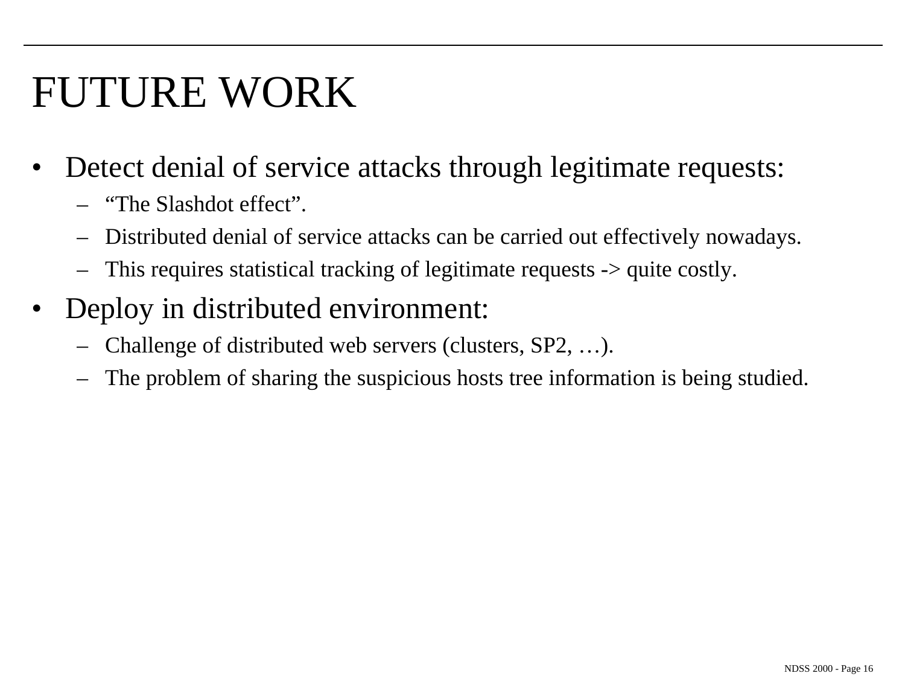# FUTURE WORK

- Detect denial of service attacks through legitimate requests:
  - "The Slashdot effect".
  - Distributed denial of service attacks can be carried out effectively nowadays.
  - This requires statistical tracking of legitimate requests -> quite costly.
- Deploy in distributed environment:
  - Challenge of distributed web servers (clusters, SP2, …).
  - The problem of sharing the suspicious hosts tree information is being studied.